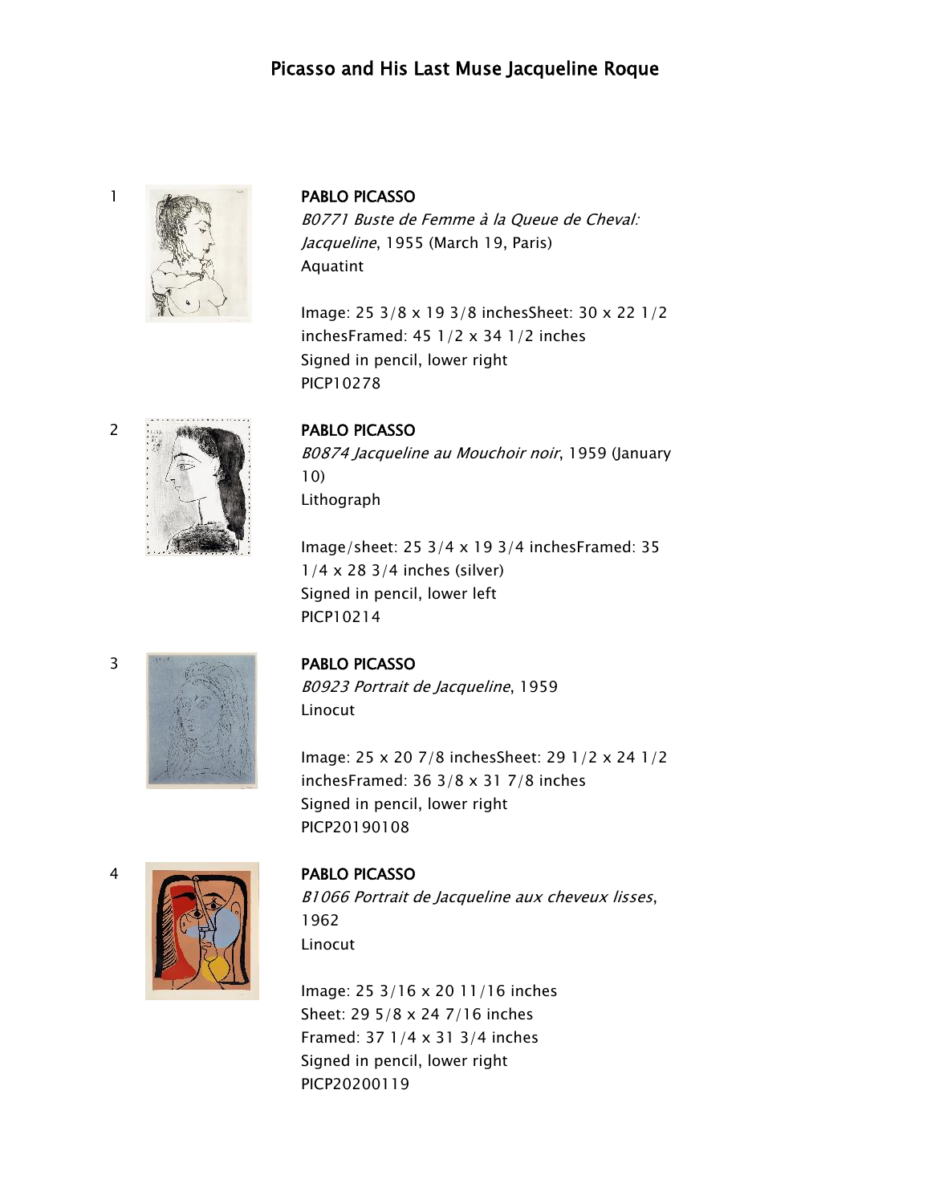# Picasso and His Last Muse Jacqueline Roque

1

**PABLO PICASSO**
*B0771 Buste de Femme à la Queue de Cheval: Jacqueline*, 1955 (March 19, Paris)
Aquatint

Image: 25 3/8 x 19 3/8 inchesSheet: 30 x 22 1/2 inchesFramed: 45 1/2 x 34 1/2 inches
Signed in pencil, lower right
PICP10278

2

**PABLO PICASSO**
*B0874 Jacqueline au Mouchoir noir*, 1959 (January 10)
Lithograph

Image/sheet: 25 3/4 x 19 3/4 inchesFramed: 35 1/4 x 28 3/4 inches (silver)
Signed in pencil, lower left
PICP10214

3

**PABLO PICASSO**
*B0923 Portrait de Jacqueline*, 1959
Linocut

Image: 25 x 20 7/8 inchesSheet: 29 1/2 x 24 1/2 inchesFramed: 36 3/8 x 31 7/8 inches
Signed in pencil, lower right
PICP20190108

4

**PABLO PICASSO**
*B1066 Portrait de Jacqueline aux cheveux lisses*, 1962
Linocut

Image: 25 3/16 x 20 11/16 inches
Sheet: 29 5/8 x 24 7/16 inches
Framed: 37 1/4 x 31 3/4 inches
Signed in pencil, lower right
PICP20200119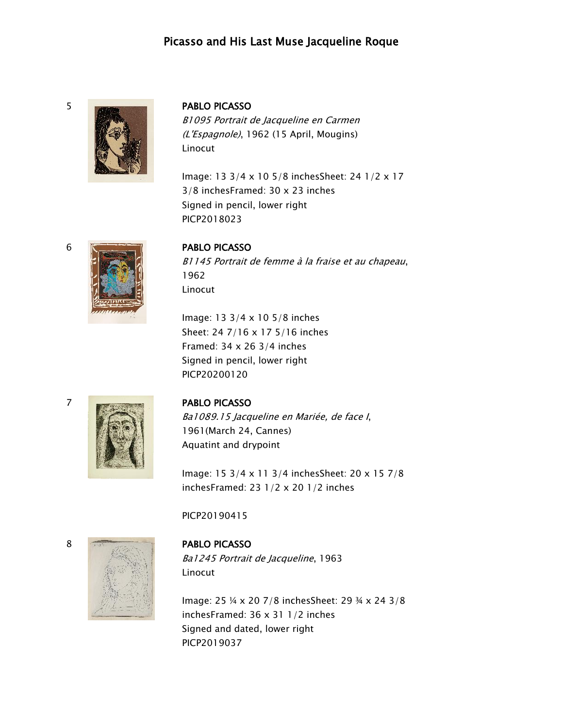# Picasso and His Last Muse Jacqueline Roque

5

**PABLO PICASSO**
*B1095 Portrait de Jacqueline en Carmen (L'Espagnole)*, 1962 (15 April, Mougins)
Linocut

Image: 13 3/4 x 10 5/8 inchesSheet: 24 1/2 x 17 3/8 inchesFramed: 30 x 23 inches
Signed in pencil, lower right
PICP2018023

6

**PABLO PICASSO**
*B1145 Portrait de femme à la fraise et au chapeau*, 1962
Linocut

Image: 13 3/4 x 10 5/8 inches
Sheet: 24 7/16 x 17 5/16 inches
Framed: 34 x 26 3/4 inches
Signed in pencil, lower right
PICP20200120

7

**PABLO PICASSO**
*Ba1089.15 Jacqueline en Mariée, de face I*, 1961(March 24, Cannes)
Aquatint and drypoint

Image: 15 3/4 x 11 3/4 inchesSheet: 20 x 15 7/8 inchesFramed: 23 1/2 x 20 1/2 inches

PICP20190415

8

**PABLO PICASSO**
*Ba1245 Portrait de Jacqueline*, 1963
Linocut

Image: 25 ¼ x 20 7/8 inchesSheet: 29 ¾ x 24 3/8 inchesFramed: 36 x 31 1/2 inches
Signed and dated, lower right
PICP2019037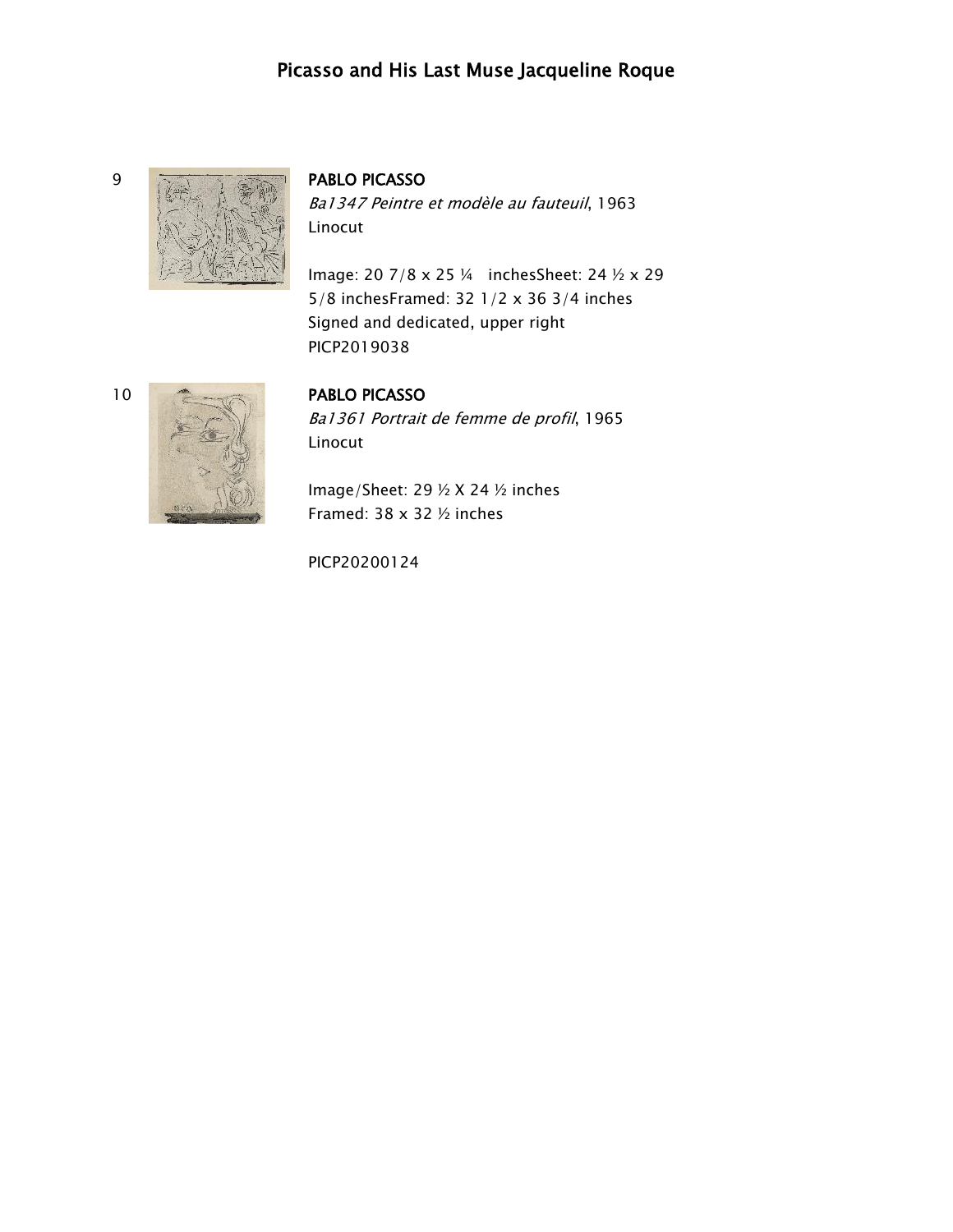# Picasso and His Last Muse Jacqueline Roque

9

**PABLO PICASSO**
*Ba1347 Peintre et modèle au fauteuil*, 1963
Linocut

Image: 20 7/8 x 25 ¼ inchesSheet: 24 ½ x 29 5/8 inchesFramed: 32 1/2 x 36 3/4 inches
Signed and dedicated, upper right
PICP2019038

10

**PABLO PICASSO**
*Ba1361 Portrait de femme de profil*, 1965
Linocut

Image/Sheet: 29 ½ X 24 ½ inches
Framed: 38 x 32 ½ inches

PICP20200124